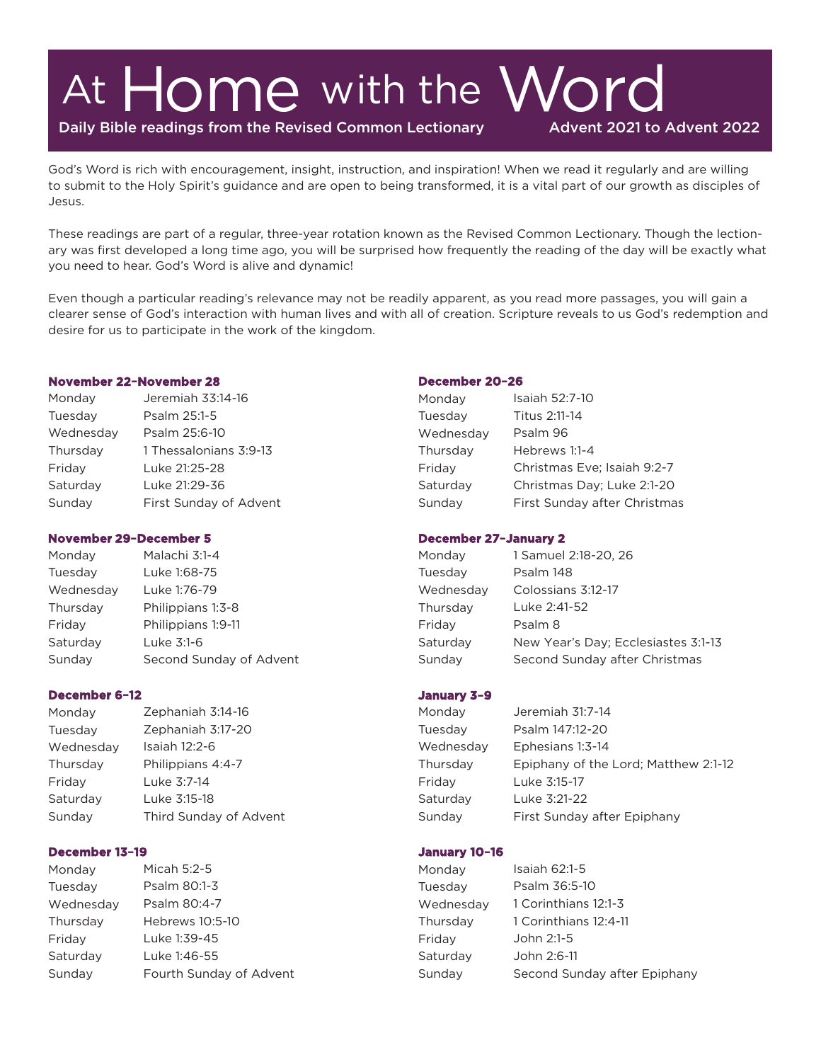# At Home with the Word

Daily Bible readings from the Revised Common Lectionary — Advent 2021 to Advent 2022

God's Word is rich with encouragement, insight, instruction, and inspiration! When we read it regularly and are willing to submit to the Holy Spirit's guidance and are open to being transformed, it is a vital part of our growth as disciples of Jesus.

These readings are part of a regular, three-year rotation known as the Revised Common Lectionary. Though the lectionary was first developed a long time ago, you will be surprised how frequently the reading of the day will be exactly what you need to hear. God's Word is alive and dynamic!

Even though a particular reading's relevance may not be readily apparent, as you read more passages, you will gain a clearer sense of God's interaction with human lives and with all of creation. Scripture reveals to us God's redemption and desire for us to participate in the work of the kingdom.

**November 22–November 28**

| | |
|---|---|
| Monday | Jeremiah 33:14-16 |
| Tuesday | Psalm 25:1-5 |
| Wednesday | Psalm 25:6-10 |
| Thursday | 1 Thessalonians 3:9-13 |
| Friday | Luke 21:25-28 |
| Saturday | Luke 21:29-36 |
| Sunday | First Sunday of Advent |

**November 29–December 5**

| | |
|---|---|
| Monday | Malachi 3:1-4 |
| Tuesday | Luke 1:68-75 |
| Wednesday | Luke 1:76-79 |
| Thursday | Philippians 1:3-8 |
| Friday | Philippians 1:9-11 |
| Saturday | Luke 3:1-6 |
| Sunday | Second Sunday of Advent |

**December 6–12**

| | |
|---|---|
| Monday | Zephaniah 3:14-16 |
| Tuesday | Zephaniah 3:17-20 |
| Wednesday | Isaiah 12:2-6 |
| Thursday | Philippians 4:4-7 |
| Friday | Luke 3:7-14 |
| Saturday | Luke 3:15-18 |
| Sunday | Third Sunday of Advent |

**December 13–19**

| | |
|---|---|
| Monday | Micah 5:2-5 |
| Tuesday | Psalm 80:1-3 |
| Wednesday | Psalm 80:4-7 |
| Thursday | Hebrews 10:5-10 |
| Friday | Luke 1:39-45 |
| Saturday | Luke 1:46-55 |
| Sunday | Fourth Sunday of Advent |

**December 20–26**

| | |
|---|---|
| Monday | Isaiah 52:7-10 |
| Tuesday | Titus 2:11-14 |
| Wednesday | Psalm 96 |
| Thursday | Hebrews 1:1-4 |
| Friday | Christmas Eve; Isaiah 9:2-7 |
| Saturday | Christmas Day; Luke 2:1-20 |
| Sunday | First Sunday after Christmas |

**December 27–January 2**

| | |
|---|---|
| Monday | 1 Samuel 2:18-20, 26 |
| Tuesday | Psalm 148 |
| Wednesday | Colossians 3:12-17 |
| Thursday | Luke 2:41-52 |
| Friday | Psalm 8 |
| Saturday | New Year's Day; Ecclesiastes 3:1-13 |
| Sunday | Second Sunday after Christmas |

**January 3–9**

| | |
|---|---|
| Monday | Jeremiah 31:7-14 |
| Tuesday | Psalm 147:12-20 |
| Wednesday | Ephesians 1:3-14 |
| Thursday | Epiphany of the Lord; Matthew 2:1-12 |
| Friday | Luke 3:15-17 |
| Saturday | Luke 3:21-22 |
| Sunday | First Sunday after Epiphany |

**January 10–16**

| | |
|---|---|
| Monday | Isaiah 62:1-5 |
| Tuesday | Psalm 36:5-10 |
| Wednesday | 1 Corinthians 12:1-3 |
| Thursday | 1 Corinthians 12:4-11 |
| Friday | John 2:1-5 |
| Saturday | John 2:6-11 |
| Sunday | Second Sunday after Epiphany |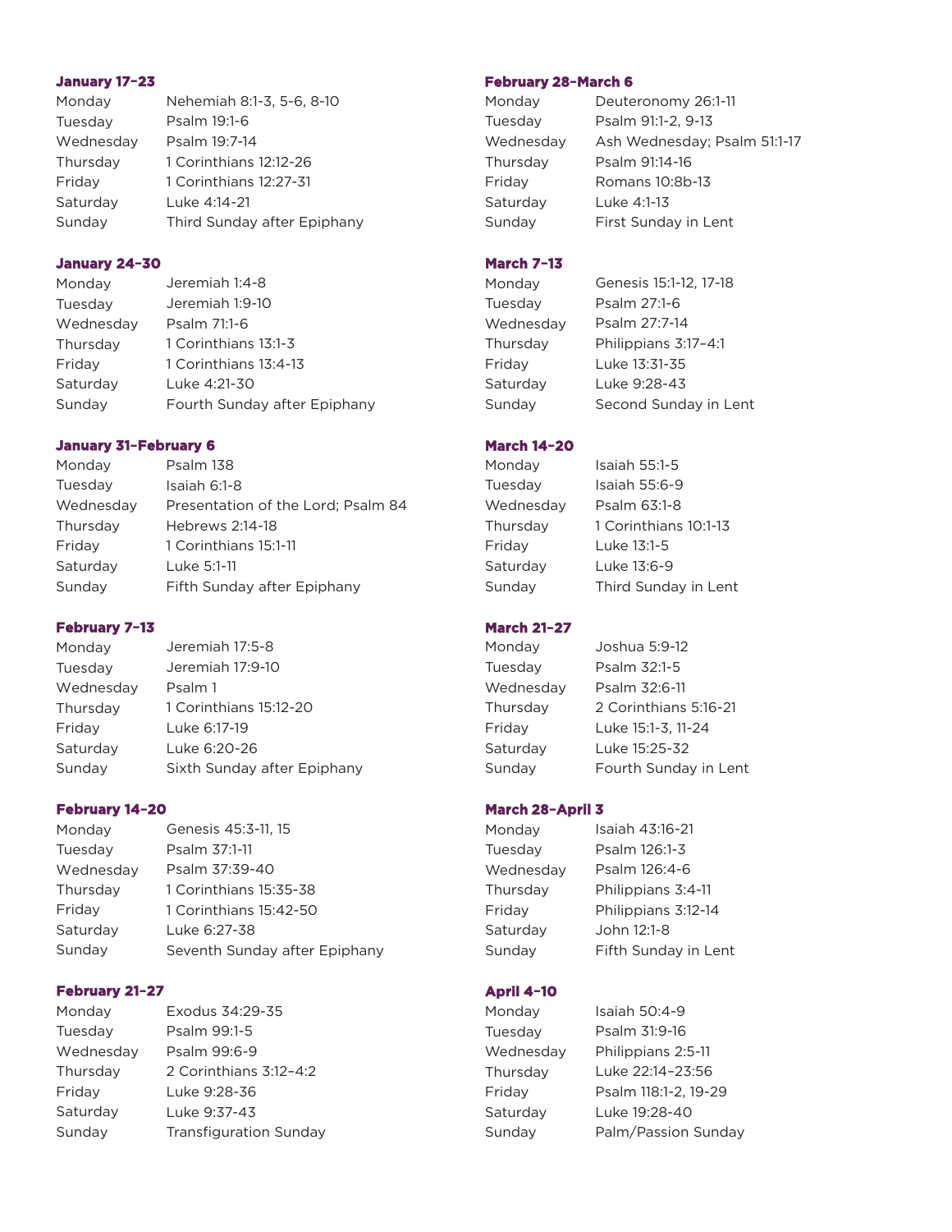**January 17–23**

| | |
|---|---|
| Monday | Nehemiah 8:1-3, 5-6, 8-10 |
| Tuesday | Psalm 19:1-6 |
| Wednesday | Psalm 19:7-14 |
| Thursday | 1 Corinthians 12:12-26 |
| Friday | 1 Corinthians 12:27-31 |
| Saturday | Luke 4:14-21 |
| Sunday | Third Sunday after Epiphany |

**January 24–30**

| | |
|---|---|
| Monday | Jeremiah 1:4-8 |
| Tuesday | Jeremiah 1:9-10 |
| Wednesday | Psalm 71:1-6 |
| Thursday | 1 Corinthians 13:1-3 |
| Friday | 1 Corinthians 13:4-13 |
| Saturday | Luke 4:21-30 |
| Sunday | Fourth Sunday after Epiphany |

**January 31–February 6**

| | |
|---|---|
| Monday | Psalm 138 |
| Tuesday | Isaiah 6:1-8 |
| Wednesday | Presentation of the Lord; Psalm 84 |
| Thursday | Hebrews 2:14-18 |
| Friday | 1 Corinthians 15:1-11 |
| Saturday | Luke 5:1-11 |
| Sunday | Fifth Sunday after Epiphany |

**February 7–13**

| | |
|---|---|
| Monday | Jeremiah 17:5-8 |
| Tuesday | Jeremiah 17:9-10 |
| Wednesday | Psalm 1 |
| Thursday | 1 Corinthians 15:12-20 |
| Friday | Luke 6:17-19 |
| Saturday | Luke 6:20-26 |
| Sunday | Sixth Sunday after Epiphany |

**February 14–20**

| | |
|---|---|
| Monday | Genesis 45:3-11, 15 |
| Tuesday | Psalm 37:1-11 |
| Wednesday | Psalm 37:39-40 |
| Thursday | 1 Corinthians 15:35-38 |
| Friday | 1 Corinthians 15:42-50 |
| Saturday | Luke 6:27-38 |
| Sunday | Seventh Sunday after Epiphany |

**February 21–27**

| | |
|---|---|
| Monday | Exodus 34:29-35 |
| Tuesday | Psalm 99:1-5 |
| Wednesday | Psalm 99:6-9 |
| Thursday | 2 Corinthians 3:12–4:2 |
| Friday | Luke 9:28-36 |
| Saturday | Luke 9:37-43 |
| Sunday | Transfiguration Sunday |

**February 28–March 6**

| | |
|---|---|
| Monday | Deuteronomy 26:1-11 |
| Tuesday | Psalm 91:1-2, 9-13 |
| Wednesday | Ash Wednesday; Psalm 51:1-17 |
| Thursday | Psalm 91:14-16 |
| Friday | Romans 10:8b-13 |
| Saturday | Luke 4:1-13 |
| Sunday | First Sunday in Lent |

**March 7–13**

| | |
|---|---|
| Monday | Genesis 15:1-12, 17-18 |
| Tuesday | Psalm 27:1-6 |
| Wednesday | Psalm 27:7-14 |
| Thursday | Philippians 3:17–4:1 |
| Friday | Luke 13:31-35 |
| Saturday | Luke 9:28-43 |
| Sunday | Second Sunday in Lent |

**March 14–20**

| | |
|---|---|
| Monday | Isaiah 55:1-5 |
| Tuesday | Isaiah 55:6-9 |
| Wednesday | Psalm 63:1-8 |
| Thursday | 1 Corinthians 10:1-13 |
| Friday | Luke 13:1-5 |
| Saturday | Luke 13:6-9 |
| Sunday | Third Sunday in Lent |

**March 21–27**

| | |
|---|---|
| Monday | Joshua 5:9-12 |
| Tuesday | Psalm 32:1-5 |
| Wednesday | Psalm 32:6-11 |
| Thursday | 2 Corinthians 5:16-21 |
| Friday | Luke 15:1-3, 11-24 |
| Saturday | Luke 15:25-32 |
| Sunday | Fourth Sunday in Lent |

**March 28–April 3**

| | |
|---|---|
| Monday | Isaiah 43:16-21 |
| Tuesday | Psalm 126:1-3 |
| Wednesday | Psalm 126:4-6 |
| Thursday | Philippians 3:4-11 |
| Friday | Philippians 3:12-14 |
| Saturday | John 12:1-8 |
| Sunday | Fifth Sunday in Lent |

**April 4–10**

| | |
|---|---|
| Monday | Isaiah 50:4-9 |
| Tuesday | Psalm 31:9-16 |
| Wednesday | Philippians 2:5-11 |
| Thursday | Luke 22:14–23:56 |
| Friday | Psalm 118:1-2, 19-29 |
| Saturday | Luke 19:28-40 |
| Sunday | Palm/Passion Sunday |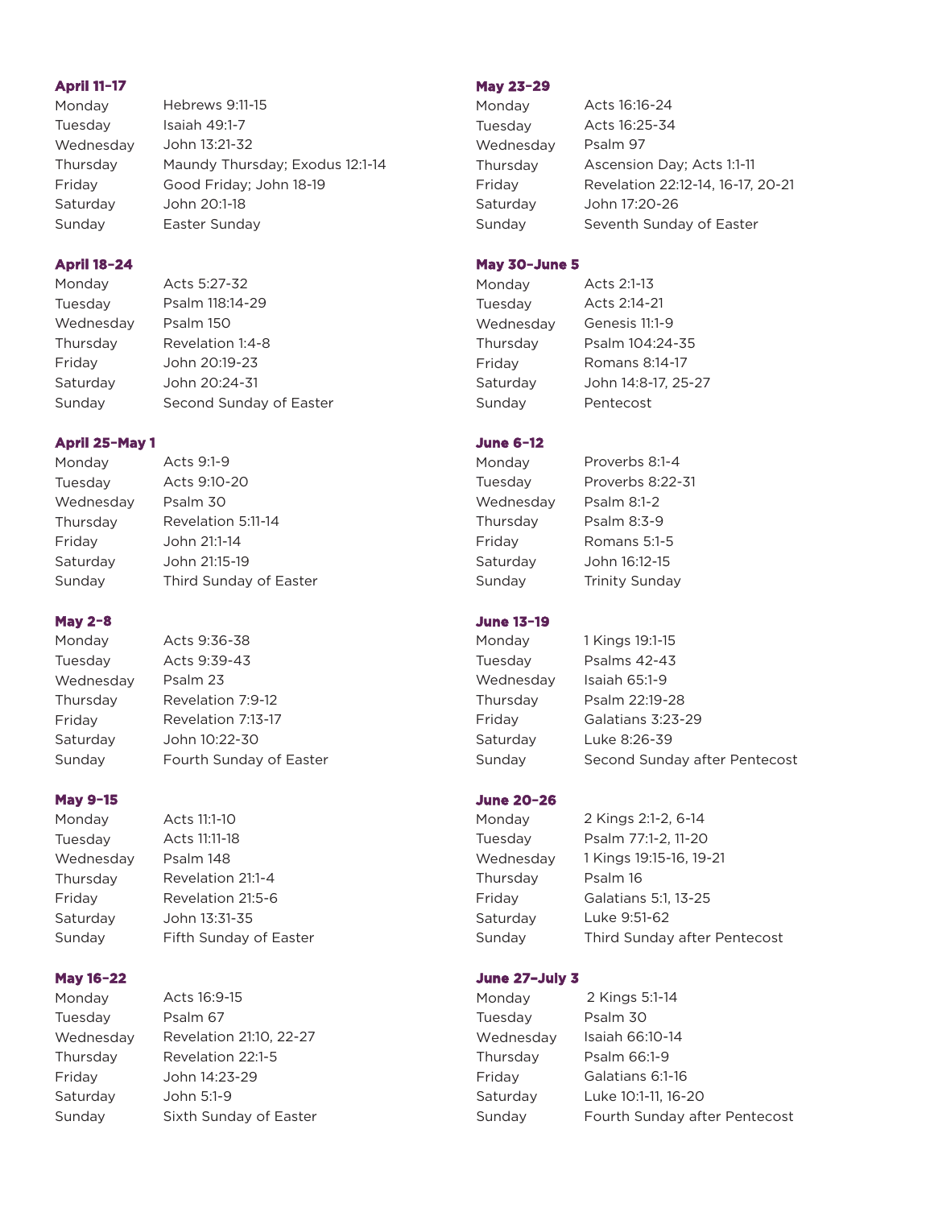#### April 11–17

| | |
|---|---|
| Monday | Hebrews 9:11-15 |
| Tuesday | Isaiah 49:1-7 |
| Wednesday | John 13:21-32 |
| Thursday | Maundy Thursday; Exodus 12:1-14 |
| Friday | Good Friday; John 18-19 |
| Saturday | John 20:1-18 |
| Sunday | Easter Sunday |

#### April 18–24

| | |
|---|---|
| Monday | Acts 5:27-32 |
| Tuesday | Psalm 118:14-29 |
| Wednesday | Psalm 150 |
| Thursday | Revelation 1:4-8 |
| Friday | John 20:19-23 |
| Saturday | John 20:24-31 |
| Sunday | Second Sunday of Easter |

#### April 25–May 1

| | |
|---|---|
| Monday | Acts 9:1-9 |
| Tuesday | Acts 9:10-20 |
| Wednesday | Psalm 30 |
| Thursday | Revelation 5:11-14 |
| Friday | John 21:1-14 |
| Saturday | John 21:15-19 |
| Sunday | Third Sunday of Easter |

#### May 2–8

| | |
|---|---|
| Monday | Acts 9:36-38 |
| Tuesday | Acts 9:39-43 |
| Wednesday | Psalm 23 |
| Thursday | Revelation 7:9-12 |
| Friday | Revelation 7:13-17 |
| Saturday | John 10:22-30 |
| Sunday | Fourth Sunday of Easter |

#### May 9–15

| | |
|---|---|
| Monday | Acts 11:1-10 |
| Tuesday | Acts 11:11-18 |
| Wednesday | Psalm 148 |
| Thursday | Revelation 21:1-4 |
| Friday | Revelation 21:5-6 |
| Saturday | John 13:31-35 |
| Sunday | Fifth Sunday of Easter |

#### May 16–22

| | |
|---|---|
| Monday | Acts 16:9-15 |
| Tuesday | Psalm 67 |
| Wednesday | Revelation 21:10, 22-27 |
| Thursday | Revelation 22:1-5 |
| Friday | John 14:23-29 |
| Saturday | John 5:1-9 |
| Sunday | Sixth Sunday of Easter |

#### May 23–29

| | |
|---|---|
| Monday | Acts 16:16-24 |
| Tuesday | Acts 16:25-34 |
| Wednesday | Psalm 97 |
| Thursday | Ascension Day; Acts 1:1-11 |
| Friday | Revelation 22:12-14, 16-17, 20-21 |
| Saturday | John 17:20-26 |
| Sunday | Seventh Sunday of Easter |

#### May 30–June 5

| | |
|---|---|
| Monday | Acts 2:1-13 |
| Tuesday | Acts 2:14-21 |
| Wednesday | Genesis 11:1-9 |
| Thursday | Psalm 104:24-35 |
| Friday | Romans 8:14-17 |
| Saturday | John 14:8-17, 25-27 |
| Sunday | Pentecost |

#### June 6–12

| | |
|---|---|
| Monday | Proverbs 8:1-4 |
| Tuesday | Proverbs 8:22-31 |
| Wednesday | Psalm 8:1-2 |
| Thursday | Psalm 8:3-9 |
| Friday | Romans 5:1-5 |
| Saturday | John 16:12-15 |
| Sunday | Trinity Sunday |

#### June 13–19

| | |
|---|---|
| Monday | 1 Kings 19:1-15 |
| Tuesday | Psalms 42-43 |
| Wednesday | Isaiah 65:1-9 |
| Thursday | Psalm 22:19-28 |
| Friday | Galatians 3:23-29 |
| Saturday | Luke 8:26-39 |
| Sunday | Second Sunday after Pentecost |

#### June 20–26

| | |
|---|---|
| Monday | 2 Kings 2:1-2, 6-14 |
| Tuesday | Psalm 77:1-2, 11-20 |
| Wednesday | 1 Kings 19:15-16, 19-21 |
| Thursday | Psalm 16 |
| Friday | Galatians 5:1, 13-25 |
| Saturday | Luke 9:51-62 |
| Sunday | Third Sunday after Pentecost |

#### June 27–July 3

| | |
|---|---|
| Monday | 2 Kings 5:1-14 |
| Tuesday | Psalm 30 |
| Wednesday | Isaiah 66:10-14 |
| Thursday | Psalm 66:1-9 |
| Friday | Galatians 6:1-16 |
| Saturday | Luke 10:1-11, 16-20 |
| Sunday | Fourth Sunday after Pentecost |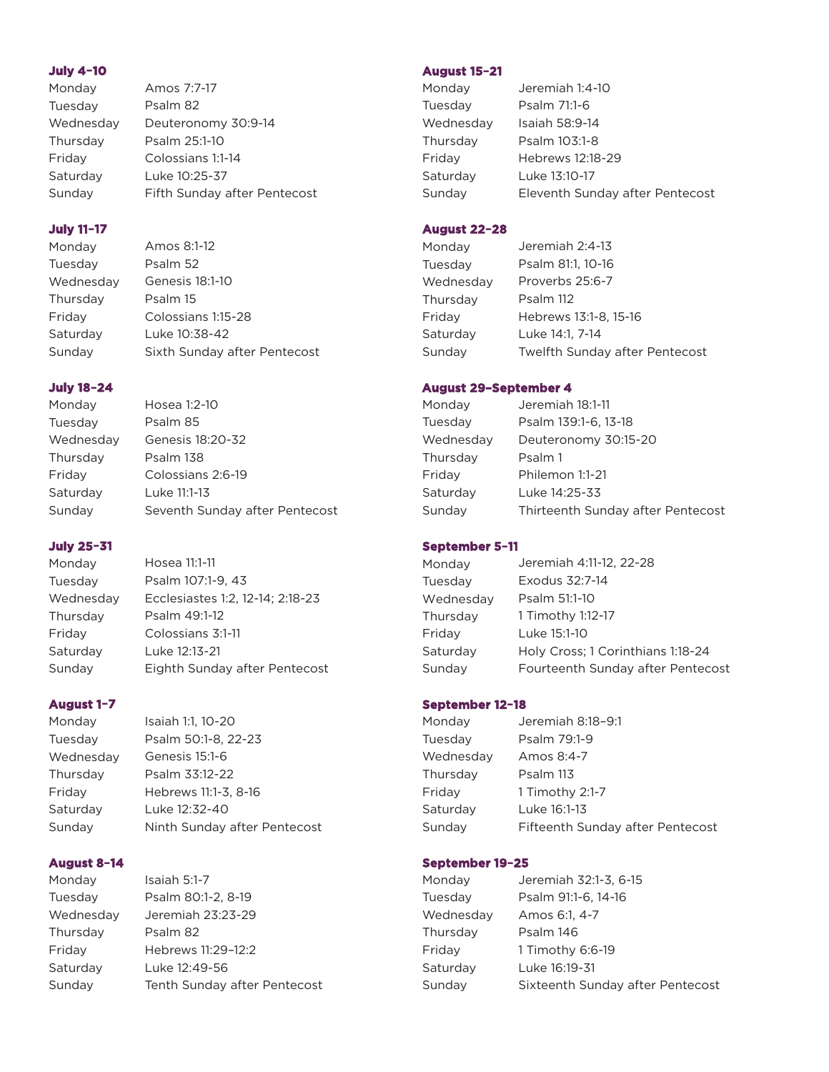**July 4–10**

| | |
|---|---|
| Monday | Amos 7:7-17 |
| Tuesday | Psalm 82 |
| Wednesday | Deuteronomy 30:9-14 |
| Thursday | Psalm 25:1-10 |
| Friday | Colossians 1:1-14 |
| Saturday | Luke 10:25-37 |
| Sunday | Fifth Sunday after Pentecost |

**July 11–17**

| | |
|---|---|
| Monday | Amos 8:1-12 |
| Tuesday | Psalm 52 |
| Wednesday | Genesis 18:1-10 |
| Thursday | Psalm 15 |
| Friday | Colossians 1:15-28 |
| Saturday | Luke 10:38-42 |
| Sunday | Sixth Sunday after Pentecost |

**July 18–24**

| | |
|---|---|
| Monday | Hosea 1:2-10 |
| Tuesday | Psalm 85 |
| Wednesday | Genesis 18:20-32 |
| Thursday | Psalm 138 |
| Friday | Colossians 2:6-19 |
| Saturday | Luke 11:1-13 |
| Sunday | Seventh Sunday after Pentecost |

**July 25–31**

| | |
|---|---|
| Monday | Hosea 11:1-11 |
| Tuesday | Psalm 107:1-9, 43 |
| Wednesday | Ecclesiastes 1:2, 12-14; 2:18-23 |
| Thursday | Psalm 49:1-12 |
| Friday | Colossians 3:1-11 |
| Saturday | Luke 12:13-21 |
| Sunday | Eighth Sunday after Pentecost |

**August 1–7**

| | |
|---|---|
| Monday | Isaiah 1:1, 10-20 |
| Tuesday | Psalm 50:1-8, 22-23 |
| Wednesday | Genesis 15:1-6 |
| Thursday | Psalm 33:12-22 |
| Friday | Hebrews 11:1-3, 8-16 |
| Saturday | Luke 12:32-40 |
| Sunday | Ninth Sunday after Pentecost |

**August 8–14**

| | |
|---|---|
| Monday | Isaiah 5:1-7 |
| Tuesday | Psalm 80:1-2, 8-19 |
| Wednesday | Jeremiah 23:23-29 |
| Thursday | Psalm 82 |
| Friday | Hebrews 11:29–12:2 |
| Saturday | Luke 12:49-56 |
| Sunday | Tenth Sunday after Pentecost |

**August 15–21**

| | |
|---|---|
| Monday | Jeremiah 1:4-10 |
| Tuesday | Psalm 71:1-6 |
| Wednesday | Isaiah 58:9-14 |
| Thursday | Psalm 103:1-8 |
| Friday | Hebrews 12:18-29 |
| Saturday | Luke 13:10-17 |
| Sunday | Eleventh Sunday after Pentecost |

**August 22–28**

| | |
|---|---|
| Monday | Jeremiah 2:4-13 |
| Tuesday | Psalm 81:1, 10-16 |
| Wednesday | Proverbs 25:6-7 |
| Thursday | Psalm 112 |
| Friday | Hebrews 13:1-8, 15-16 |
| Saturday | Luke 14:1, 7-14 |
| Sunday | Twelfth Sunday after Pentecost |

**August 29–September 4**

| | |
|---|---|
| Monday | Jeremiah 18:1-11 |
| Tuesday | Psalm 139:1-6, 13-18 |
| Wednesday | Deuteronomy 30:15-20 |
| Thursday | Psalm 1 |
| Friday | Philemon 1:1-21 |
| Saturday | Luke 14:25-33 |
| Sunday | Thirteenth Sunday after Pentecost |

**September 5–11**

| | |
|---|---|
| Monday | Jeremiah 4:11-12, 22-28 |
| Tuesday | Exodus 32:7-14 |
| Wednesday | Psalm 51:1-10 |
| Thursday | 1 Timothy 1:12-17 |
| Friday | Luke 15:1-10 |
| Saturday | Holy Cross; 1 Corinthians 1:18-24 |
| Sunday | Fourteenth Sunday after Pentecost |

**September 12–18**

| | |
|---|---|
| Monday | Jeremiah 8:18–9:1 |
| Tuesday | Psalm 79:1-9 |
| Wednesday | Amos 8:4-7 |
| Thursday | Psalm 113 |
| Friday | 1 Timothy 2:1-7 |
| Saturday | Luke 16:1-13 |
| Sunday | Fifteenth Sunday after Pentecost |

**September 19–25**

| | |
|---|---|
| Monday | Jeremiah 32:1-3, 6-15 |
| Tuesday | Psalm 91:1-6, 14-16 |
| Wednesday | Amos 6:1, 4-7 |
| Thursday | Psalm 146 |
| Friday | 1 Timothy 6:6-19 |
| Saturday | Luke 16:19-31 |
| Sunday | Sixteenth Sunday after Pentecost |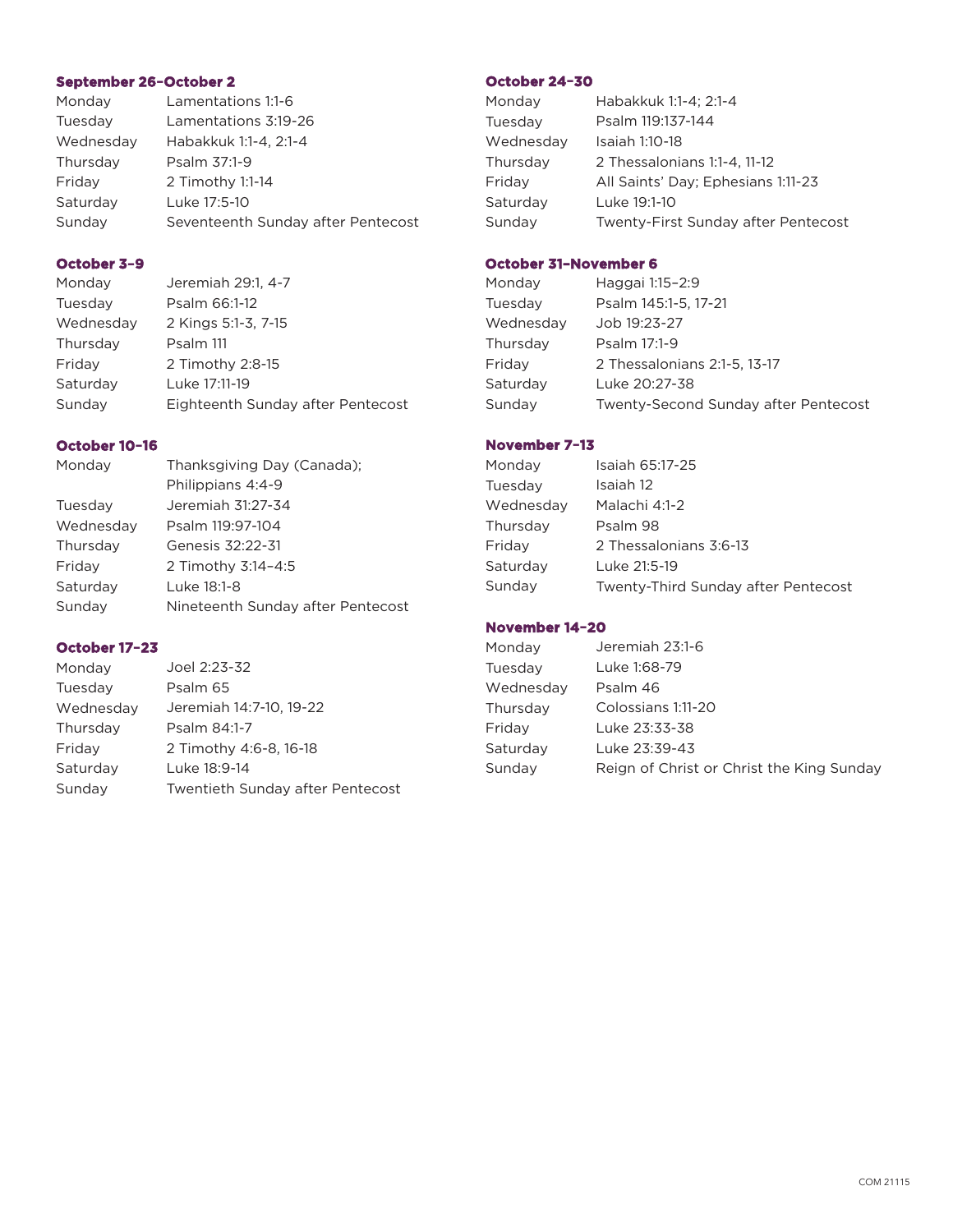**September 26–October 2**

| | |
|---|---|
| Monday | Lamentations 1:1-6 |
| Tuesday | Lamentations 3:19-26 |
| Wednesday | Habakkuk 1:1-4, 2:1-4 |
| Thursday | Psalm 37:1-9 |
| Friday | 2 Timothy 1:1-14 |
| Saturday | Luke 17:5-10 |
| Sunday | Seventeenth Sunday after Pentecost |

**October 3–9**

| | |
|---|---|
| Monday | Jeremiah 29:1, 4-7 |
| Tuesday | Psalm 66:1-12 |
| Wednesday | 2 Kings 5:1-3, 7-15 |
| Thursday | Psalm 111 |
| Friday | 2 Timothy 2:8-15 |
| Saturday | Luke 17:11-19 |
| Sunday | Eighteenth Sunday after Pentecost |

**October 10–16**

| | |
|---|---|
| Monday | Thanksgiving Day (Canada); Philippians 4:4-9 |
| Tuesday | Jeremiah 31:27-34 |
| Wednesday | Psalm 119:97-104 |
| Thursday | Genesis 32:22-31 |
| Friday | 2 Timothy 3:14–4:5 |
| Saturday | Luke 18:1-8 |
| Sunday | Nineteenth Sunday after Pentecost |

**October 17–23**

| | |
|---|---|
| Monday | Joel 2:23-32 |
| Tuesday | Psalm 65 |
| Wednesday | Jeremiah 14:7-10, 19-22 |
| Thursday | Psalm 84:1-7 |
| Friday | 2 Timothy 4:6-8, 16-18 |
| Saturday | Luke 18:9-14 |
| Sunday | Twentieth Sunday after Pentecost |

**October 24–30**

| | |
|---|---|
| Monday | Habakkuk 1:1-4; 2:1-4 |
| Tuesday | Psalm 119:137-144 |
| Wednesday | Isaiah 1:10-18 |
| Thursday | 2 Thessalonians 1:1-4, 11-12 |
| Friday | All Saints' Day; Ephesians 1:11-23 |
| Saturday | Luke 19:1-10 |
| Sunday | Twenty-First Sunday after Pentecost |

**October 31–November 6**

| | |
|---|---|
| Monday | Haggai 1:15–2:9 |
| Tuesday | Psalm 145:1-5, 17-21 |
| Wednesday | Job 19:23-27 |
| Thursday | Psalm 17:1-9 |
| Friday | 2 Thessalonians 2:1-5, 13-17 |
| Saturday | Luke 20:27-38 |
| Sunday | Twenty-Second Sunday after Pentecost |

**November 7–13**

| | |
|---|---|
| Monday | Isaiah 65:17-25 |
| Tuesday | Isaiah 12 |
| Wednesday | Malachi 4:1-2 |
| Thursday | Psalm 98 |
| Friday | 2 Thessalonians 3:6-13 |
| Saturday | Luke 21:5-19 |
| Sunday | Twenty-Third Sunday after Pentecost |

**November 14–20**

| | |
|---|---|
| Monday | Jeremiah 23:1-6 |
| Tuesday | Luke 1:68-79 |
| Wednesday | Psalm 46 |
| Thursday | Colossians 1:11-20 |
| Friday | Luke 23:33-38 |
| Saturday | Luke 23:39-43 |
| Sunday | Reign of Christ or Christ the King Sunday |

COM 21115